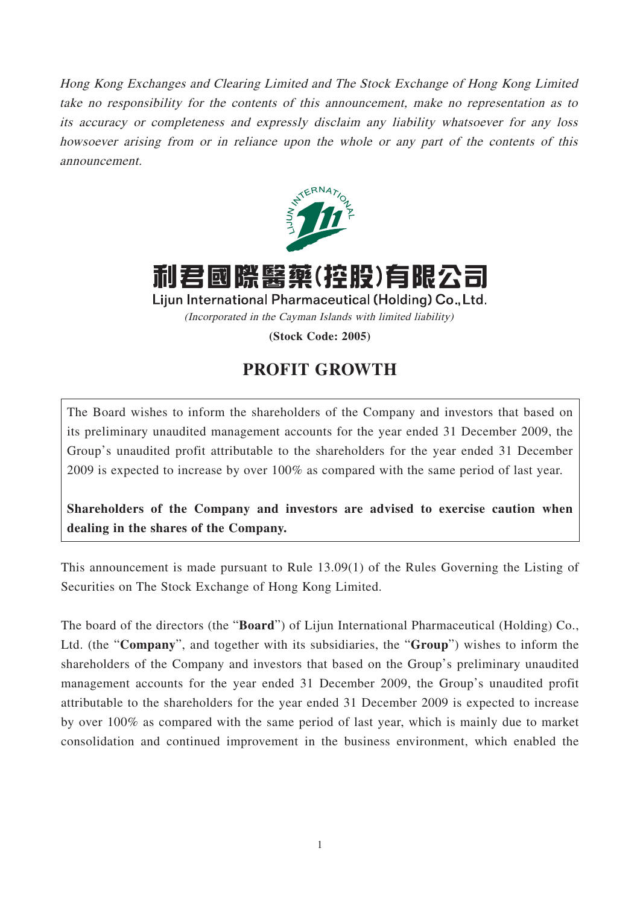*Hong Kong Exchanges and Clearing Limited and The Stock Exchange of Hong Kong Limited take no responsibility for the contents of this announcement, make no representation as to its accuracy or completeness and expressly disclaim any liability whatsoever for any loss howsoever arising from or in reliance upon the whole or any part of the contents of this announcement.*

利君國際醫藥(控股)有限公司

Lijun International Pharmaceutical (Holding) Co., Ltd.

*(Incorporated in the Cayman Islands with limited liability)*

**(Stock Code: 2005)**

# PROFIT GROWTH

The Board wishes to inform the shareholders of the Company and investors that based on its preliminary unaudited management accounts for the year ended 31 December 2009, the Group's unaudited profit attributable to the shareholders for the year ended 31 December 2009 is expected to increase by over 100% as compared with the same period of last year.

**Shareholders of the Company and investors are advised to exercise caution when dealing in the shares of the Company.**

This announcement is made pursuant to Rule 13.09(1) of the Rules Governing the Listing of Securities on The Stock Exchange of Hong Kong Limited.

The board of the directors (the "**Board**") of Lijun International Pharmaceutical (Holding) Co., Ltd. (the "**Company**", and together with its subsidiaries, the "**Group**") wishes to inform the shareholders of the Company and investors that based on the Group's preliminary unaudited management accounts for the year ended 31 December 2009, the Group's unaudited profit attributable to the shareholders for the year ended 31 December 2009 is expected to increase by over 100% as compared with the same period of last year, which is mainly due to market consolidation and continued improvement in the business environment, which enabled the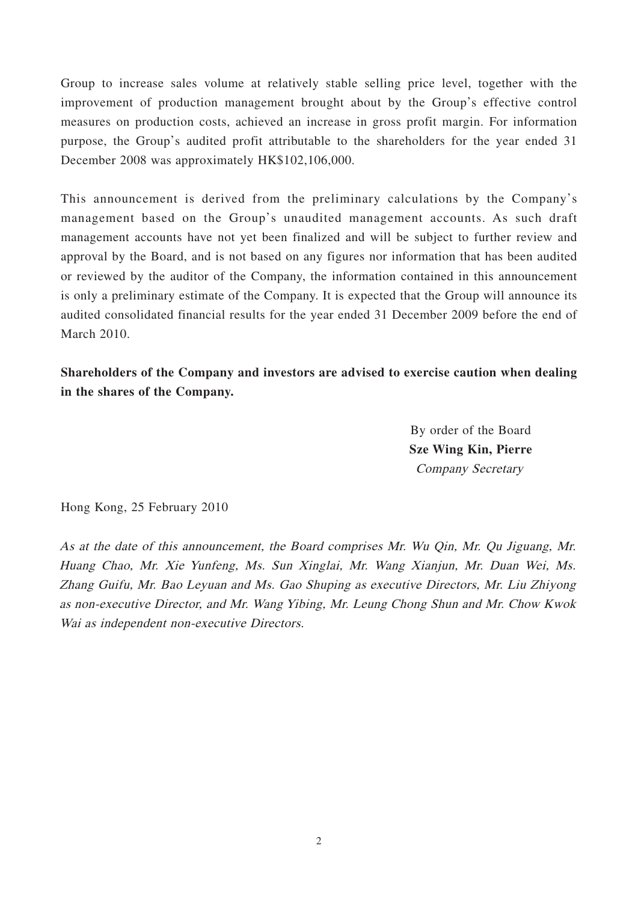Group to increase sales volume at relatively stable selling price level, together with the improvement of production management brought about by the Group's effective control measures on production costs, achieved an increase in gross profit margin. For information purpose, the Group's audited profit attributable to the shareholders for the year ended 31 December 2008 was approximately HK$102,106,000.

This announcement is derived from the preliminary calculations by the Company's management based on the Group's unaudited management accounts. As such draft management accounts have not yet been finalized and will be subject to further review and approval by the Board, and is not based on any figures nor information that has been audited or reviewed by the auditor of the Company, the information contained in this announcement is only a preliminary estimate of the Company. It is expected that the Group will announce its audited consolidated financial results for the year ended 31 December 2009 before the end of March 2010.

**Shareholders of the Company and investors are advised to exercise caution when dealing in the shares of the Company.**

By order of the Board
**Sze Wing Kin, Pierre**
*Company Secretary*

Hong Kong, 25 February 2010

*As at the date of this announcement, the Board comprises Mr. Wu Qin, Mr. Qu Jiguang, Mr. Huang Chao, Mr. Xie Yunfeng, Ms. Sun Xinglai, Mr. Wang Xianjun, Mr. Duan Wei, Ms. Zhang Guifu, Mr. Bao Leyuan and Ms. Gao Shuping as executive Directors, Mr. Liu Zhiyong as non-executive Director, and Mr. Wang Yibing, Mr. Leung Chong Shun and Mr. Chow Kwok Wai as independent non-executive Directors.*